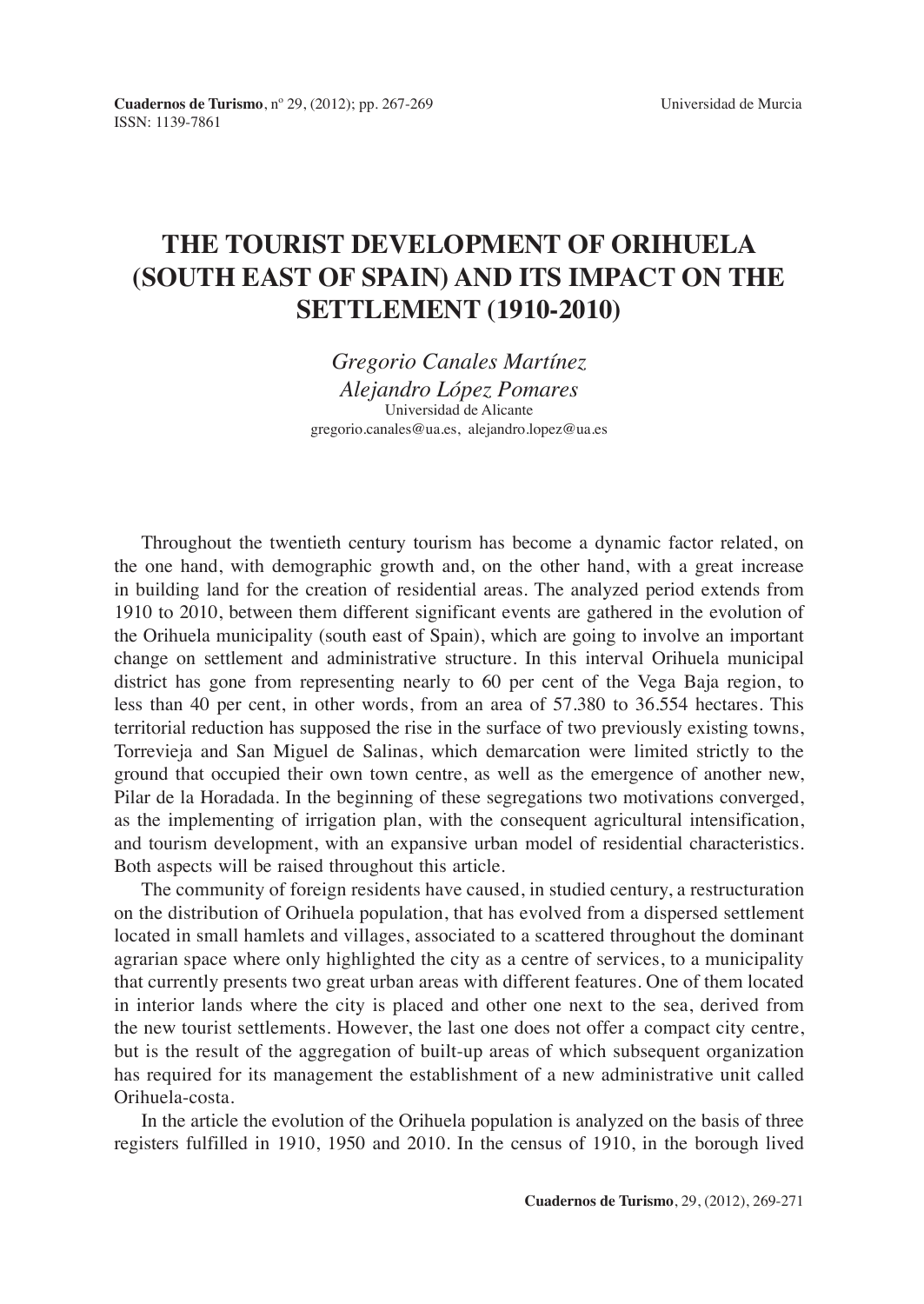# THE TOURIST DEVELOPMENT OF ORIHUELA (SOUTH EAST OF SPAIN) AND ITS IMPACT ON THE SETTLEMENT (1910-2010)

*Gregorio Canales Martínez*
*Alejandro López Pomares*
Universidad de Alicante
gregorio.canales@ua.es, alejandro.lopez@ua.es

Throughout the twentieth century tourism has become a dynamic factor related, on the one hand, with demographic growth and, on the other hand, with a great increase in building land for the creation of residential areas. The analyzed period extends from 1910 to 2010, between them different significant events are gathered in the evolution of the Orihuela municipality (south east of Spain), which are going to involve an important change on settlement and administrative structure. In this interval Orihuela municipal district has gone from representing nearly to 60 per cent of the Vega Baja region, to less than 40 per cent, in other words, from an area of 57.380 to 36.554 hectares. This territorial reduction has supposed the rise in the surface of two previously existing towns, Torrevieja and San Miguel de Salinas, which demarcation were limited strictly to the ground that occupied their own town centre, as well as the emergence of another new, Pilar de la Horadada. In the beginning of these segregations two motivations converged, as the implementing of irrigation plan, with the consequent agricultural intensification, and tourism development, with an expansive urban model of residential characteristics. Both aspects will be raised throughout this article.

The community of foreign residents have caused, in studied century, a restructuration on the distribution of Orihuela population, that has evolved from a dispersed settlement located in small hamlets and villages, associated to a scattered throughout the dominant agrarian space where only highlighted the city as a centre of services, to a municipality that currently presents two great urban areas with different features. One of them located in interior lands where the city is placed and other one next to the sea, derived from the new tourist settlements. However, the last one does not offer a compact city centre, but is the result of the aggregation of built-up areas of which subsequent organization has required for its management the establishment of a new administrative unit called Orihuela-costa.

In the article the evolution of the Orihuela population is analyzed on the basis of three registers fulfilled in 1910, 1950 and 2010. In the census of 1910, in the borough lived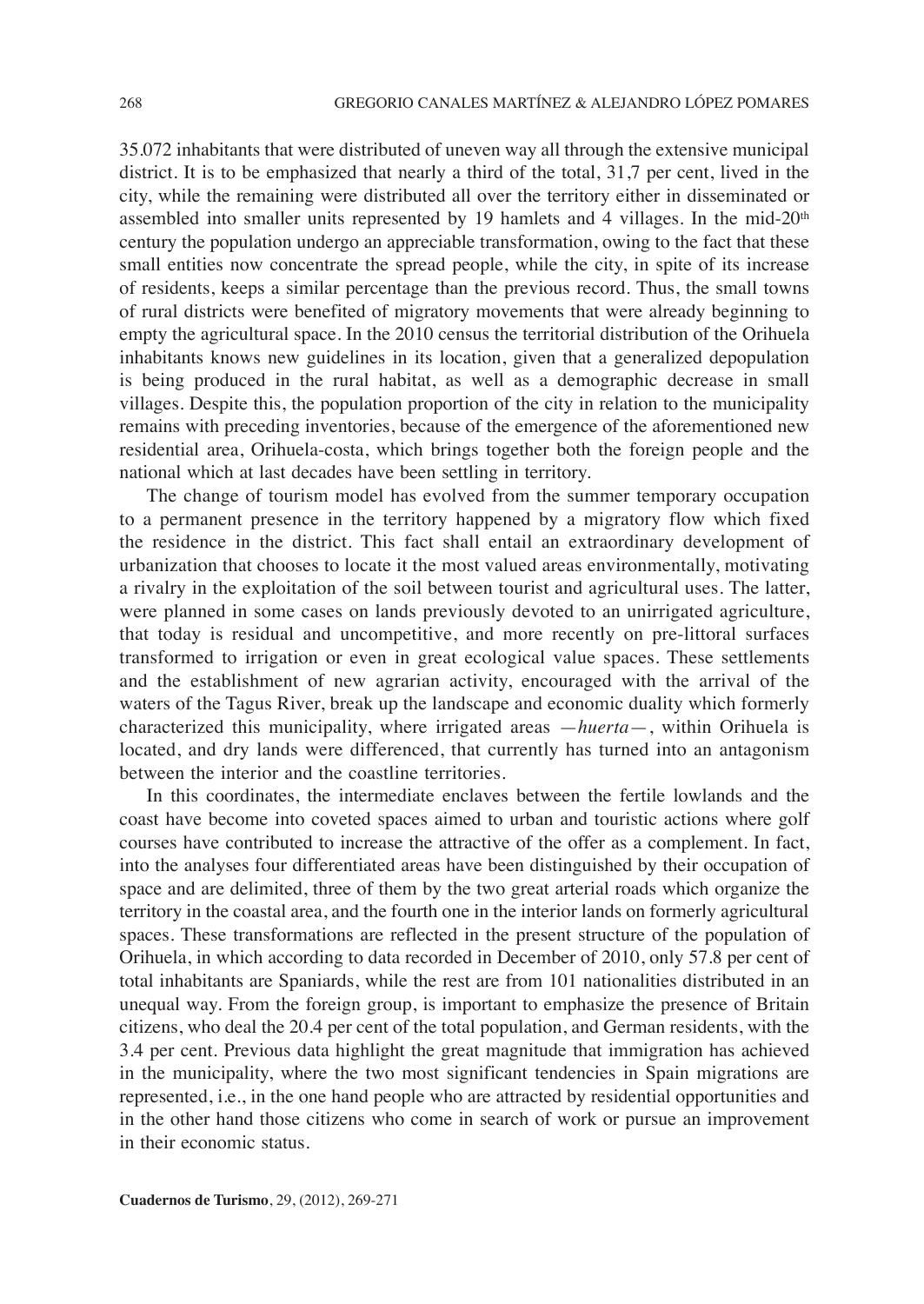35.072 inhabitants that were distributed of uneven way all through the extensive municipal district. It is to be emphasized that nearly a third of the total, 31,7 per cent, lived in the city, while the remaining were distributed all over the territory either in disseminated or assembled into smaller units represented by 19 hamlets and 4 villages. In the mid-20th century the population undergo an appreciable transformation, owing to the fact that these small entities now concentrate the spread people, while the city, in spite of its increase of residents, keeps a similar percentage than the previous record. Thus, the small towns of rural districts were benefited of migratory movements that were already beginning to empty the agricultural space. In the 2010 census the territorial distribution of the Orihuela inhabitants knows new guidelines in its location, given that a generalized depopulation is being produced in the rural habitat, as well as a demographic decrease in small villages. Despite this, the population proportion of the city in relation to the municipality remains with preceding inventories, because of the emergence of the aforementioned new residential area, Orihuela-costa, which brings together both the foreign people and the national which at last decades have been settling in territory.

The change of tourism model has evolved from the summer temporary occupation to a permanent presence in the territory happened by a migratory flow which fixed the residence in the district. This fact shall entail an extraordinary development of urbanization that chooses to locate it the most valued areas environmentally, motivating a rivalry in the exploitation of the soil between tourist and agricultural uses. The latter, were planned in some cases on lands previously devoted to an unirrigated agriculture, that today is residual and uncompetitive, and more recently on pre-littoral surfaces transformed to irrigation or even in great ecological value spaces. These settlements and the establishment of new agrarian activity, encouraged with the arrival of the waters of the Tagus River, break up the landscape and economic duality which formerly characterized this municipality, where irrigated areas —*huerta*—, within Orihuela is located, and dry lands were differenced, that currently has turned into an antagonism between the interior and the coastline territories.

In this coordinates, the intermediate enclaves between the fertile lowlands and the coast have become into coveted spaces aimed to urban and touristic actions where golf courses have contributed to increase the attractive of the offer as a complement. In fact, into the analyses four differentiated areas have been distinguished by their occupation of space and are delimited, three of them by the two great arterial roads which organize the territory in the coastal area, and the fourth one in the interior lands on formerly agricultural spaces. These transformations are reflected in the present structure of the population of Orihuela, in which according to data recorded in December of 2010, only 57.8 per cent of total inhabitants are Spaniards, while the rest are from 101 nationalities distributed in an unequal way. From the foreign group, is important to emphasize the presence of Britain citizens, who deal the 20.4 per cent of the total population, and German residents, with the 3.4 per cent. Previous data highlight the great magnitude that immigration has achieved in the municipality, where the two most significant tendencies in Spain migrations are represented, i.e., in the one hand people who are attracted by residential opportunities and in the other hand those citizens who come in search of work or pursue an improvement in their economic status.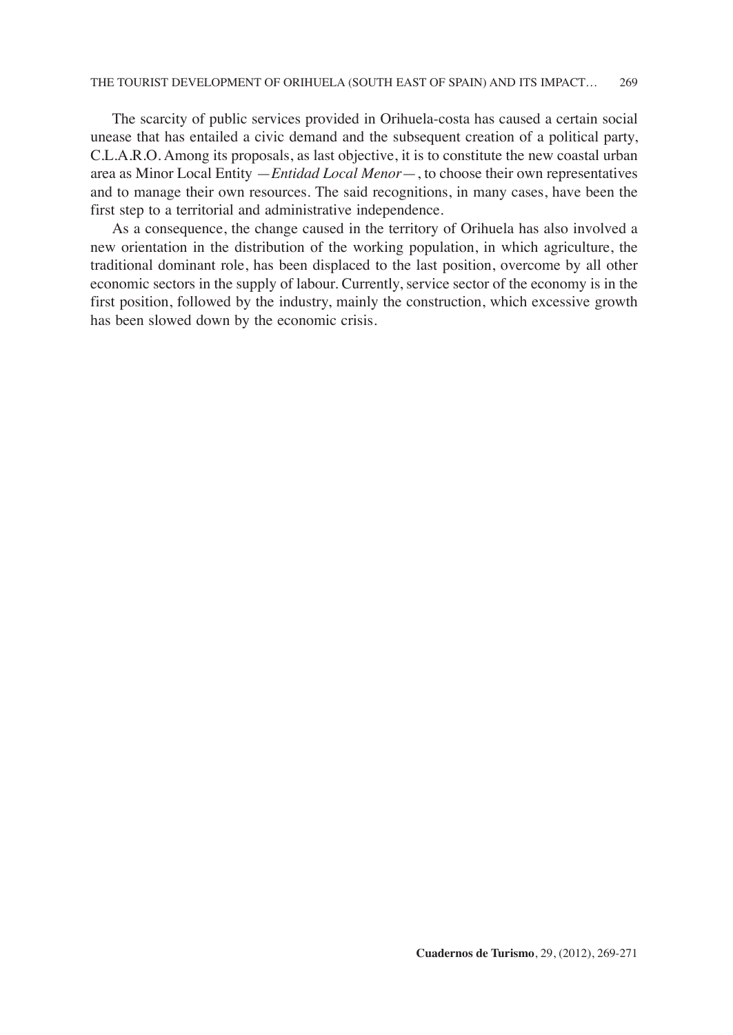The scarcity of public services provided in Orihuela-costa has caused a certain social unease that has entailed a civic demand and the subsequent creation of a political party, C.L.A.R.O. Among its proposals, as last objective, it is to constitute the new coastal urban area as Minor Local Entity —*Entidad Local Menor*—, to choose their own representatives and to manage their own resources. The said recognitions, in many cases, have been the first step to a territorial and administrative independence.

As a consequence, the change caused in the territory of Orihuela has also involved a new orientation in the distribution of the working population, in which agriculture, the traditional dominant role, has been displaced to the last position, overcome by all other economic sectors in the supply of labour. Currently, service sector of the economy is in the first position, followed by the industry, mainly the construction, which excessive growth has been slowed down by the economic crisis.